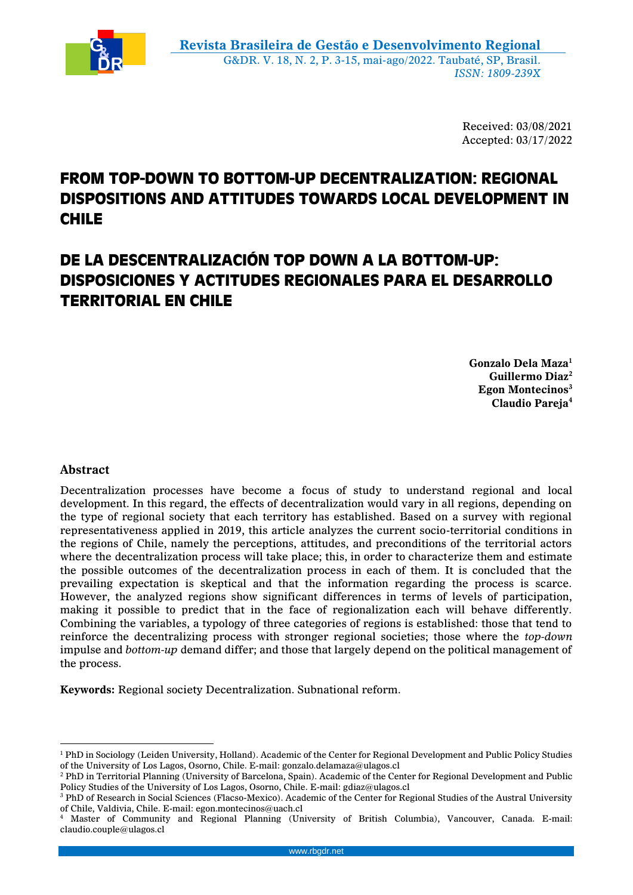Received: 03/08/2021
Accepted: 03/17/2022

# FROM TOP-DOWN TO BOTTOM-UP DECENTRALIZATION: REGIONAL DISPOSITIONS AND ATTITUDES TOWARDS LOCAL DEVELOPMENT IN CHILE

# DE LA DESCENTRALIZACIÓN TOP DOWN A LA BOTTOM-UP: DISPOSICIONES Y ACTITUDES REGIONALES PARA EL DESARROLLO TERRITORIAL EN CHILE

**Gonzalo Dela Maza**[1]
**Guillermo Diaz**[2]
**Egon Montecinos**[3]
**Claudio Pareja**[4]

## Abstract

Decentralization processes have become a focus of study to understand regional and local development. In this regard, the effects of decentralization would vary in all regions, depending on the type of regional society that each territory has established. Based on a survey with regional representativeness applied in 2019, this article analyzes the current socio-territorial conditions in the regions of Chile, namely the perceptions, attitudes, and preconditions of the territorial actors where the decentralization process will take place; this, in order to characterize them and estimate the possible outcomes of the decentralization process in each of them. It is concluded that the prevailing expectation is skeptical and that the information regarding the process is scarce. However, the analyzed regions show significant differences in terms of levels of participation, making it possible to predict that in the face of regionalization each will behave differently. Combining the variables, a typology of three categories of regions is established: those that tend to reinforce the decentralizing process with stronger regional societies; those where the *top-down* impulse and *bottom-up* demand differ; and those that largely depend on the political management of the process.

**Keywords:** Regional society Decentralization. Subnational reform.

---

[1] PhD in Sociology (Leiden University, Holland). Academic of the Center for Regional Development and Public Policy Studies of the University of Los Lagos, Osorno, Chile. E-mail: gonzalo.delamaza@ulagos.cl

[2] PhD in Territorial Planning (University of Barcelona, Spain). Academic of the Center for Regional Development and Public Policy Studies of the University of Los Lagos, Osorno, Chile. E-mail: gdiaz@ulagos.cl

[3] PhD of Research in Social Sciences (Flacso-Mexico). Academic of the Center for Regional Studies of the Austral University of Chile, Valdivia, Chile. E-mail: egon.montecinos@uach.cl

[4] Master of Community and Regional Planning (University of British Columbia), Vancouver, Canada. E-mail: claudio.couple@ulagos.cl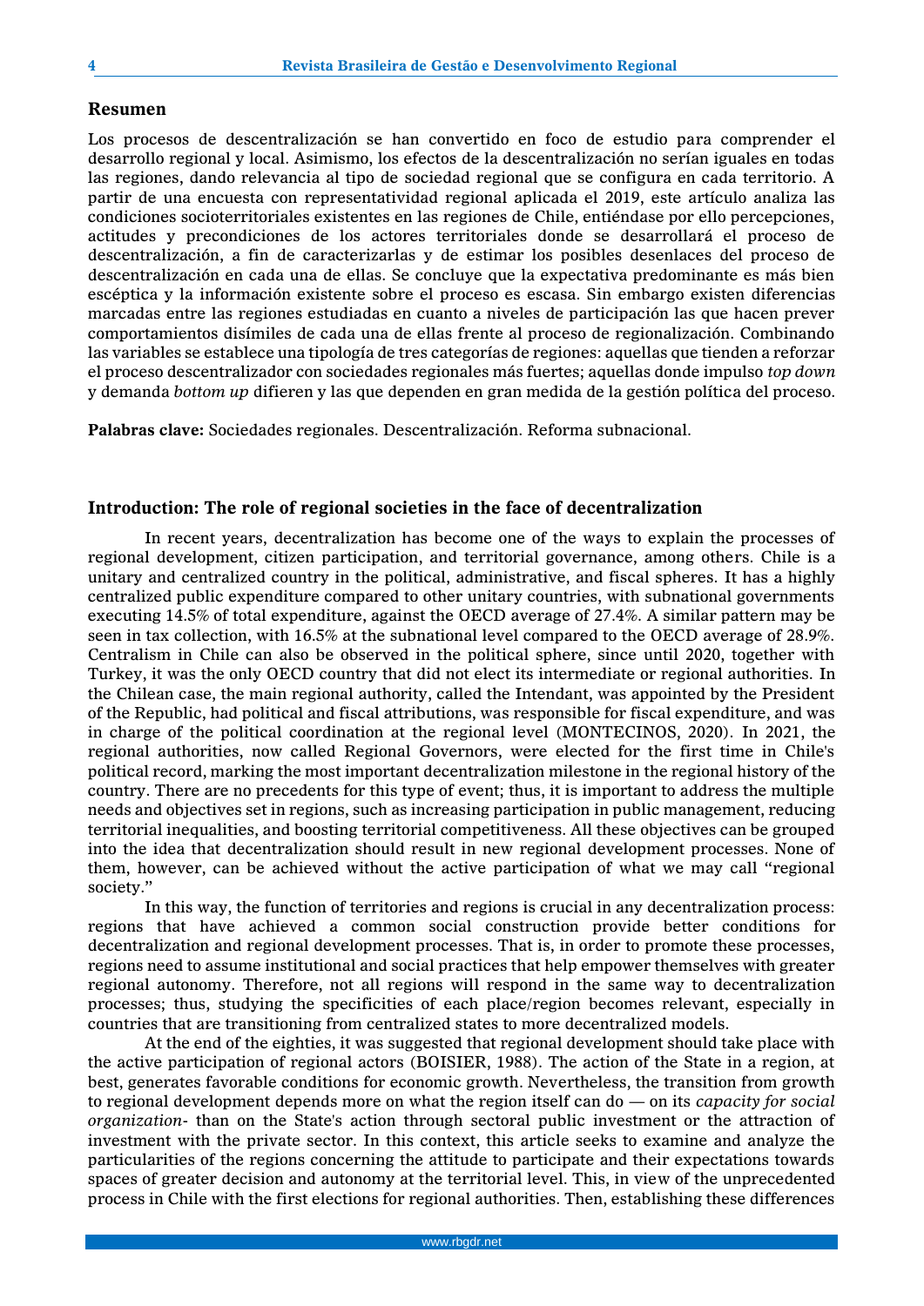## Resumen

Los procesos de descentralización se han convertido en foco de estudio para comprender el desarrollo regional y local. Asimismo, los efectos de la descentralización no serían iguales en todas las regiones, dando relevancia al tipo de sociedad regional que se configura en cada territorio. A partir de una encuesta con representatividad regional aplicada el 2019, este artículo analiza las condiciones socioterritoriales existentes en las regiones de Chile, entiéndase por ello percepciones, actitudes y precondiciones de los actores territoriales donde se desarrollará el proceso de descentralización, a fin de caracterizarlas y de estimar los posibles desenlaces del proceso de descentralización en cada una de ellas. Se concluye que la expectativa predominante es más bien escéptica y la información existente sobre el proceso es escasa. Sin embargo existen diferencias marcadas entre las regiones estudiadas en cuanto a niveles de participación las que hacen prever comportamientos disímiles de cada una de ellas frente al proceso de regionalización. Combinando las variables se establece una tipología de tres categorías de regiones: aquellas que tienden a reforzar el proceso descentralizador con sociedades regionales más fuertes; aquellas donde impulso *top down* y demanda *bottom up* difieren y las que dependen en gran medida de la gestión política del proceso.

**Palabras clave:** Sociedades regionales. Descentralización. Reforma subnacional.

## Introduction: The role of regional societies in the face of decentralization

In recent years, decentralization has become one of the ways to explain the processes of regional development, citizen participation, and territorial governance, among others. Chile is a unitary and centralized country in the political, administrative, and fiscal spheres. It has a highly centralized public expenditure compared to other unitary countries, with subnational governments executing 14.5% of total expenditure, against the OECD average of 27.4%. A similar pattern may be seen in tax collection, with 16.5% at the subnational level compared to the OECD average of 28.9%. Centralism in Chile can also be observed in the political sphere, since until 2020, together with Turkey, it was the only OECD country that did not elect its intermediate or regional authorities. In the Chilean case, the main regional authority, called the Intendant, was appointed by the President of the Republic, had political and fiscal attributions, was responsible for fiscal expenditure, and was in charge of the political coordination at the regional level (MONTECINOS, 2020). In 2021, the regional authorities, now called Regional Governors, were elected for the first time in Chile's political record, marking the most important decentralization milestone in the regional history of the country. There are no precedents for this type of event; thus, it is important to address the multiple needs and objectives set in regions, such as increasing participation in public management, reducing territorial inequalities, and boosting territorial competitiveness. All these objectives can be grouped into the idea that decentralization should result in new regional development processes. None of them, however, can be achieved without the active participation of what we may call "regional society."

In this way, the function of territories and regions is crucial in any decentralization process: regions that have achieved a common social construction provide better conditions for decentralization and regional development processes. That is, in order to promote these processes, regions need to assume institutional and social practices that help empower themselves with greater regional autonomy. Therefore, not all regions will respond in the same way to decentralization processes; thus, studying the specificities of each place/region becomes relevant, especially in countries that are transitioning from centralized states to more decentralized models.

At the end of the eighties, it was suggested that regional development should take place with the active participation of regional actors (BOISIER, 1988). The action of the State in a region, at best, generates favorable conditions for economic growth. Nevertheless, the transition from growth to regional development depends more on what the region itself can do — on its *capacity for social organization*- than on the State's action through sectoral public investment or the attraction of investment with the private sector. In this context, this article seeks to examine and analyze the particularities of the regions concerning the attitude to participate and their expectations towards spaces of greater decision and autonomy at the territorial level. This, in view of the unprecedented process in Chile with the first elections for regional authorities. Then, establishing these differences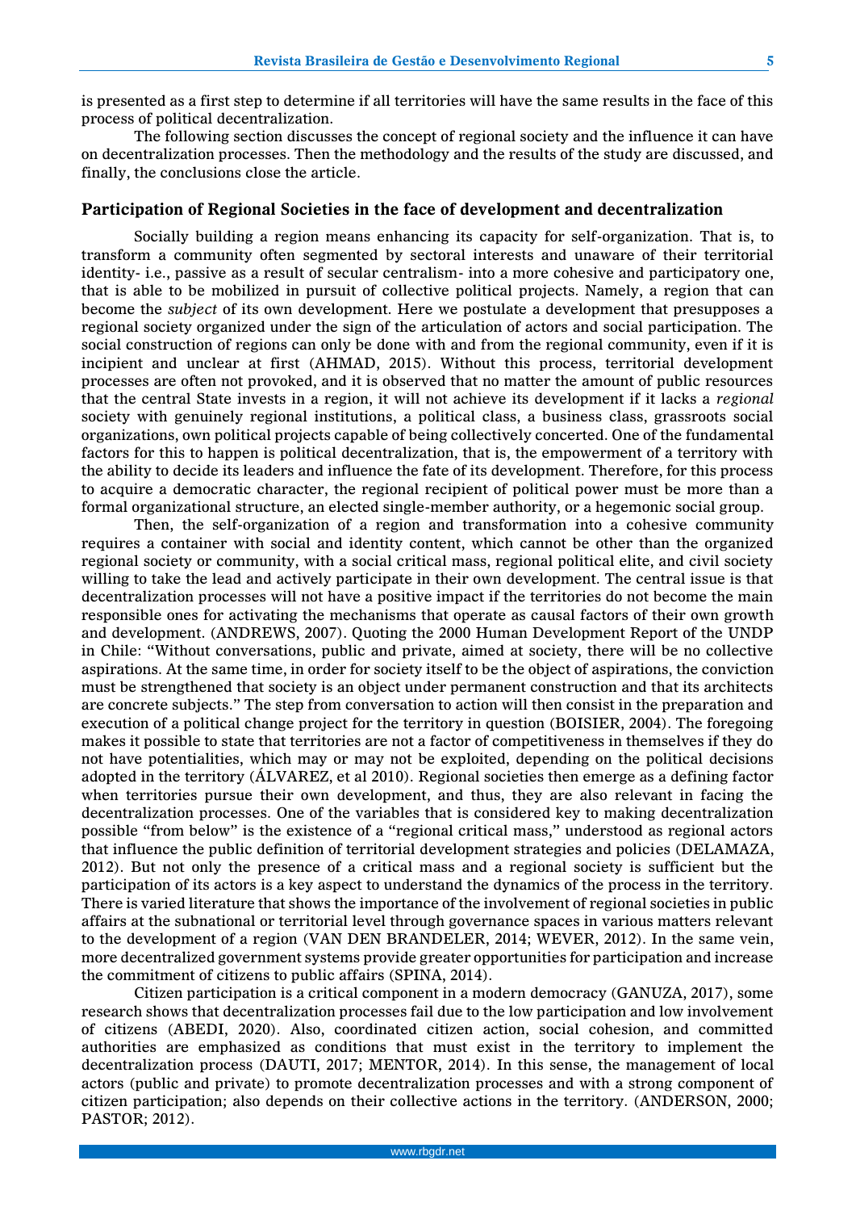is presented as a first step to determine if all territories will have the same results in the face of this process of political decentralization.

The following section discusses the concept of regional society and the influence it can have on decentralization processes. Then the methodology and the results of the study are discussed, and finally, the conclusions close the article.

## Participation of Regional Societies in the face of development and decentralization

Socially building a region means enhancing its capacity for self-organization. That is, to transform a community often segmented by sectoral interests and unaware of their territorial identity- i.e., passive as a result of secular centralism- into a more cohesive and participatory one, that is able to be mobilized in pursuit of collective political projects. Namely, a region that can become the *subject* of its own development. Here we postulate a development that presupposes a regional society organized under the sign of the articulation of actors and social participation. The social construction of regions can only be done with and from the regional community, even if it is incipient and unclear at first (AHMAD, 2015). Without this process, territorial development processes are often not provoked, and it is observed that no matter the amount of public resources that the central State invests in a region, it will not achieve its development if it lacks a *regional* society with genuinely regional institutions, a political class, a business class, grassroots social organizations, own political projects capable of being collectively concerted. One of the fundamental factors for this to happen is political decentralization, that is, the empowerment of a territory with the ability to decide its leaders and influence the fate of its development. Therefore, for this process to acquire a democratic character, the regional recipient of political power must be more than a formal organizational structure, an elected single-member authority, or a hegemonic social group.

Then, the self-organization of a region and transformation into a cohesive community requires a container with social and identity content, which cannot be other than the organized regional society or community, with a social critical mass, regional political elite, and civil society willing to take the lead and actively participate in their own development. The central issue is that decentralization processes will not have a positive impact if the territories do not become the main responsible ones for activating the mechanisms that operate as causal factors of their own growth and development. (ANDREWS, 2007). Quoting the 2000 Human Development Report of the UNDP in Chile: "Without conversations, public and private, aimed at society, there will be no collective aspirations. At the same time, in order for society itself to be the object of aspirations, the conviction must be strengthened that society is an object under permanent construction and that its architects are concrete subjects." The step from conversation to action will then consist in the preparation and execution of a political change project for the territory in question (BOISIER, 2004). The foregoing makes it possible to state that territories are not a factor of competitiveness in themselves if they do not have potentialities, which may or may not be exploited, depending on the political decisions adopted in the territory (ÁLVAREZ, et al 2010). Regional societies then emerge as a defining factor when territories pursue their own development, and thus, they are also relevant in facing the decentralization processes. One of the variables that is considered key to making decentralization possible "from below" is the existence of a "regional critical mass," understood as regional actors that influence the public definition of territorial development strategies and policies (DELAMAZA, 2012). But not only the presence of a critical mass and a regional society is sufficient but the participation of its actors is a key aspect to understand the dynamics of the process in the territory. There is varied literature that shows the importance of the involvement of regional societies in public affairs at the subnational or territorial level through governance spaces in various matters relevant to the development of a region (VAN DEN BRANDELER, 2014; WEVER, 2012). In the same vein, more decentralized government systems provide greater opportunities for participation and increase the commitment of citizens to public affairs (SPINA, 2014).

Citizen participation is a critical component in a modern democracy (GANUZA, 2017), some research shows that decentralization processes fail due to the low participation and low involvement of citizens (ABEDI, 2020). Also, coordinated citizen action, social cohesion, and committed authorities are emphasized as conditions that must exist in the territory to implement the decentralization process (DAUTI, 2017; MENTOR, 2014). In this sense, the management of local actors (public and private) to promote decentralization processes and with a strong component of citizen participation; also depends on their collective actions in the territory. (ANDERSON, 2000; PASTOR; 2012).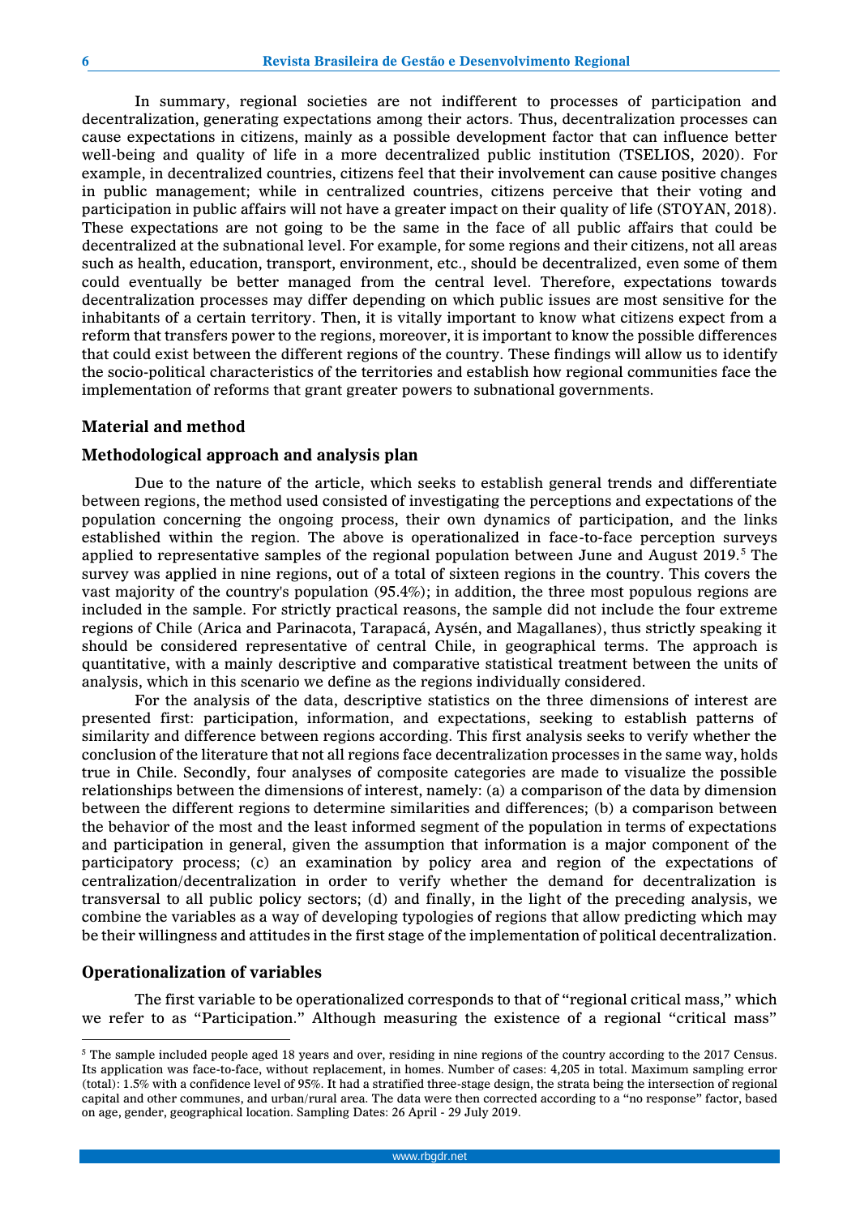In summary, regional societies are not indifferent to processes of participation and decentralization, generating expectations among their actors. Thus, decentralization processes can cause expectations in citizens, mainly as a possible development factor that can influence better well-being and quality of life in a more decentralized public institution (TSELIOS, 2020). For example, in decentralized countries, citizens feel that their involvement can cause positive changes in public management; while in centralized countries, citizens perceive that their voting and participation in public affairs will not have a greater impact on their quality of life (STOYAN, 2018). These expectations are not going to be the same in the face of all public affairs that could be decentralized at the subnational level. For example, for some regions and their citizens, not all areas such as health, education, transport, environment, etc., should be decentralized, even some of them could eventually be better managed from the central level. Therefore, expectations towards decentralization processes may differ depending on which public issues are most sensitive for the inhabitants of a certain territory. Then, it is vitally important to know what citizens expect from a reform that transfers power to the regions, moreover, it is important to know the possible differences that could exist between the different regions of the country. These findings will allow us to identify the socio-political characteristics of the territories and establish how regional communities face the implementation of reforms that grant greater powers to subnational governments.

## Material and method

### Methodological approach and analysis plan

Due to the nature of the article, which seeks to establish general trends and differentiate between regions, the method used consisted of investigating the perceptions and expectations of the population concerning the ongoing process, their own dynamics of participation, and the links established within the region. The above is operationalized in face-to-face perception surveys applied to representative samples of the regional population between June and August 2019.[5] The survey was applied in nine regions, out of a total of sixteen regions in the country. This covers the vast majority of the country's population (95.4%); in addition, the three most populous regions are included in the sample. For strictly practical reasons, the sample did not include the four extreme regions of Chile (Arica and Parinacota, Tarapacá, Aysén, and Magallanes), thus strictly speaking it should be considered representative of central Chile, in geographical terms. The approach is quantitative, with a mainly descriptive and comparative statistical treatment between the units of analysis, which in this scenario we define as the regions individually considered.

For the analysis of the data, descriptive statistics on the three dimensions of interest are presented first: participation, information, and expectations, seeking to establish patterns of similarity and difference between regions according. This first analysis seeks to verify whether the conclusion of the literature that not all regions face decentralization processes in the same way, holds true in Chile. Secondly, four analyses of composite categories are made to visualize the possible relationships between the dimensions of interest, namely: (a) a comparison of the data by dimension between the different regions to determine similarities and differences; (b) a comparison between the behavior of the most and the least informed segment of the population in terms of expectations and participation in general, given the assumption that information is a major component of the participatory process; (c) an examination by policy area and region of the expectations of centralization/decentralization in order to verify whether the demand for decentralization is transversal to all public policy sectors; (d) and finally, in the light of the preceding analysis, we combine the variables as a way of developing typologies of regions that allow predicting which may be their willingness and attitudes in the first stage of the implementation of political decentralization.

### Operationalization of variables

The first variable to be operationalized corresponds to that of "regional critical mass," which we refer to as "Participation." Although measuring the existence of a regional "critical mass"

[5] The sample included people aged 18 years and over, residing in nine regions of the country according to the 2017 Census. Its application was face-to-face, without replacement, in homes. Number of cases: 4,205 in total. Maximum sampling error (total): 1.5% with a confidence level of 95%. It had a stratified three-stage design, the strata being the intersection of regional capital and other communes, and urban/rural area. The data were then corrected according to a "no response" factor, based on age, gender, geographical location. Sampling Dates: 26 April - 29 July 2019.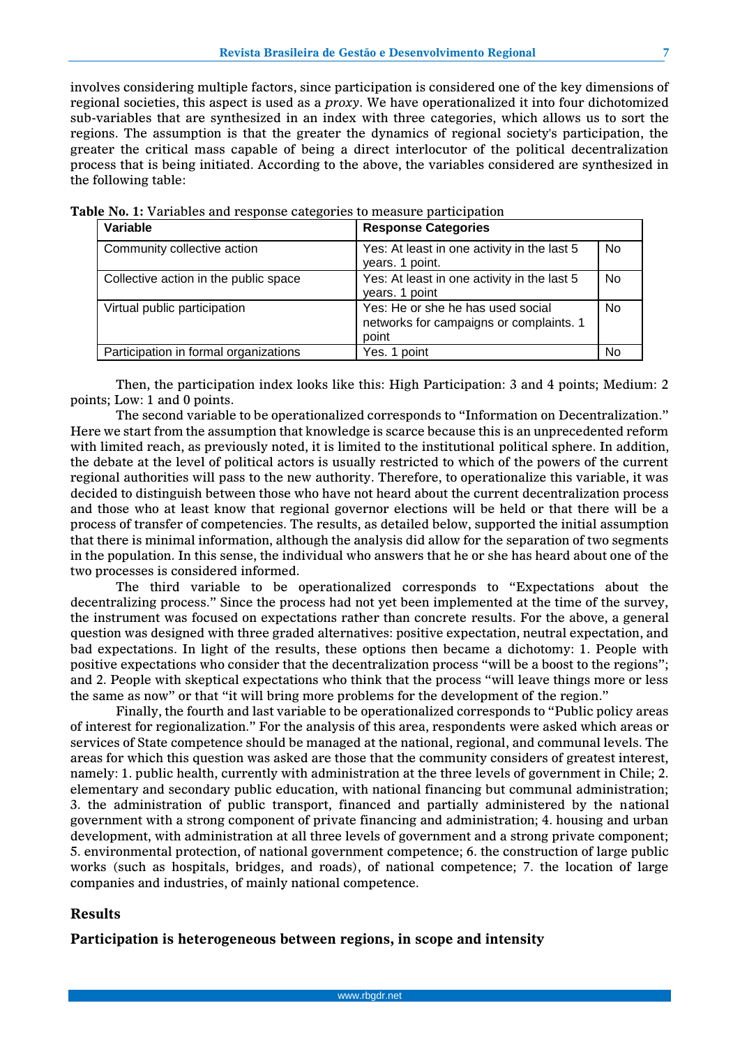involves considering multiple factors, since participation is considered one of the key dimensions of regional societies, this aspect is used as a *proxy*. We have operationalized it into four dichotomized sub-variables that are synthesized in an index with three categories, which allows us to sort the regions. The assumption is that the greater the dynamics of regional society's participation, the greater the critical mass capable of being a direct interlocutor of the political decentralization process that is being initiated. According to the above, the variables considered are synthesized in the following table:

**Table No. 1:** Variables and response categories to measure participation

| Variable | Response Categories | |
|---|---|---|
| Community collective action | Yes: At least in one activity in the last 5 years. 1 point. | No |
| Collective action in the public space | Yes: At least in one activity in the last 5 years. 1 point | No |
| Virtual public participation | Yes: He or she he has used social networks for campaigns or complaints. 1 point | No |
| Participation in formal organizations | Yes. 1 point | No |

Then, the participation index looks like this: High Participation: 3 and 4 points; Medium: 2 points; Low: 1 and 0 points.

The second variable to be operationalized corresponds to "Information on Decentralization." Here we start from the assumption that knowledge is scarce because this is an unprecedented reform with limited reach, as previously noted, it is limited to the institutional political sphere. In addition, the debate at the level of political actors is usually restricted to which of the powers of the current regional authorities will pass to the new authority. Therefore, to operationalize this variable, it was decided to distinguish between those who have not heard about the current decentralization process and those who at least know that regional governor elections will be held or that there will be a process of transfer of competencies. The results, as detailed below, supported the initial assumption that there is minimal information, although the analysis did allow for the separation of two segments in the population. In this sense, the individual who answers that he or she has heard about one of the two processes is considered informed.

The third variable to be operationalized corresponds to "Expectations about the decentralizing process." Since the process had not yet been implemented at the time of the survey, the instrument was focused on expectations rather than concrete results. For the above, a general question was designed with three graded alternatives: positive expectation, neutral expectation, and bad expectations. In light of the results, these options then became a dichotomy: 1. People with positive expectations who consider that the decentralization process "will be a boost to the regions"; and 2. People with skeptical expectations who think that the process "will leave things more or less the same as now" or that "it will bring more problems for the development of the region."

Finally, the fourth and last variable to be operationalized corresponds to "Public policy areas of interest for regionalization." For the analysis of this area, respondents were asked which areas or services of State competence should be managed at the national, regional, and communal levels. The areas for which this question was asked are those that the community considers of greatest interest, namely: 1. public health, currently with administration at the three levels of government in Chile; 2. elementary and secondary public education, with national financing but communal administration; 3. the administration of public transport, financed and partially administered by the national government with a strong component of private financing and administration; 4. housing and urban development, with administration at all three levels of government and a strong private component; 5. environmental protection, of national government competence; 6. the construction of large public works (such as hospitals, bridges, and roads), of national competence; 7. the location of large companies and industries, of mainly national competence.

## Results

### Participation is heterogeneous between regions, in scope and intensity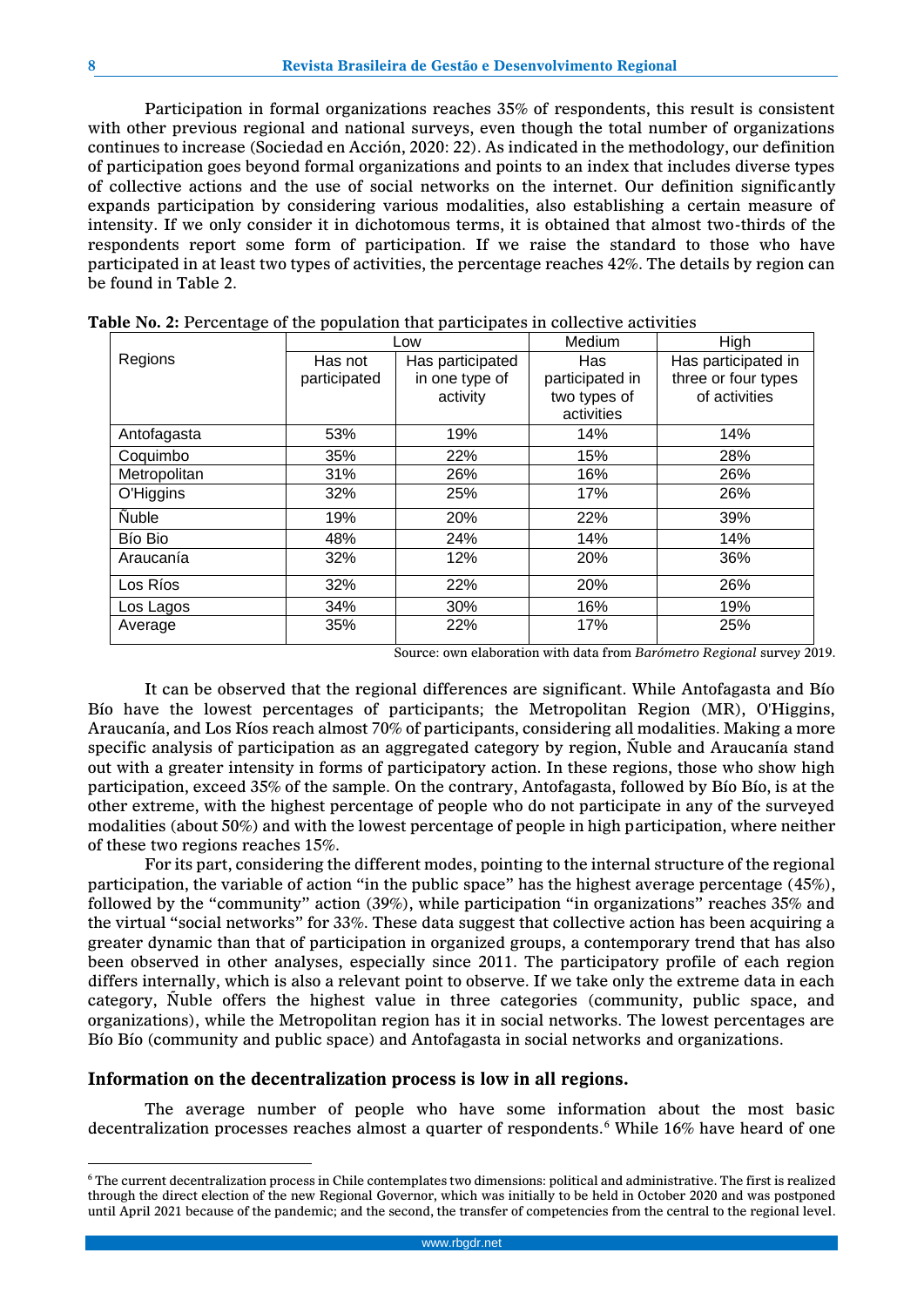Participation in formal organizations reaches 35% of respondents, this result is consistent with other previous regional and national surveys, even though the total number of organizations continues to increase (Sociedad en Acción, 2020: 22). As indicated in the methodology, our definition of participation goes beyond formal organizations and points to an index that includes diverse types of collective actions and the use of social networks on the internet. Our definition significantly expands participation by considering various modalities, also establishing a certain measure of intensity. If we only consider it in dichotomous terms, it is obtained that almost two-thirds of the respondents report some form of participation. If we raise the standard to those who have participated in at least two types of activities, the percentage reaches 42%. The details by region can be found in Table 2.

**Table No. 2:** Percentage of the population that participates in collective activities

| Regions | Low | | Medium | High |
|---|---|---|---|---|
| | Has not participated | Has participated in one type of activity | Has participated in two types of activities | Has participated in three or four types of activities |
| Antofagasta | 53% | 19% | 14% | 14% |
| Coquimbo | 35% | 22% | 15% | 28% |
| Metropolitan | 31% | 26% | 16% | 26% |
| O'Higgins | 32% | 25% | 17% | 26% |
| Ñuble | 19% | 20% | 22% | 39% |
| Bío Bio | 48% | 24% | 14% | 14% |
| Araucanía | 32% | 12% | 20% | 36% |
| Los Ríos | 32% | 22% | 20% | 26% |
| Los Lagos | 34% | 30% | 16% | 19% |
| Average | 35% | 22% | 17% | 25% |

Source: own elaboration with data from *Barómetro Regional* survey 2019.

It can be observed that the regional differences are significant. While Antofagasta and Bío Bío have the lowest percentages of participants; the Metropolitan Region (MR), O'Higgins, Araucanía, and Los Ríos reach almost 70% of participants, considering all modalities. Making a more specific analysis of participation as an aggregated category by region, Ñuble and Araucanía stand out with a greater intensity in forms of participatory action. In these regions, those who show high participation, exceed 35% of the sample. On the contrary, Antofagasta, followed by Bío Bío, is at the other extreme, with the highest percentage of people who do not participate in any of the surveyed modalities (about 50%) and with the lowest percentage of people in high participation, where neither of these two regions reaches 15%.

For its part, considering the different modes, pointing to the internal structure of the regional participation, the variable of action "in the public space" has the highest average percentage (45%), followed by the "community" action (39%), while participation "in organizations" reaches 35% and the virtual "social networks" for 33%. These data suggest that collective action has been acquiring a greater dynamic than that of participation in organized groups, a contemporary trend that has also been observed in other analyses, especially since 2011. The participatory profile of each region differs internally, which is also a relevant point to observe. If we take only the extreme data in each category, Ñuble offers the highest value in three categories (community, public space, and organizations), while the Metropolitan region has it in social networks. The lowest percentages are Bío Bío (community and public space) and Antofagasta in social networks and organizations.

## Information on the decentralization process is low in all regions.

The average number of people who have some information about the most basic decentralization processes reaches almost a quarter of respondents.[6] While 16% have heard of one

[6] The current decentralization process in Chile contemplates two dimensions: political and administrative. The first is realized through the direct election of the new Regional Governor, which was initially to be held in October 2020 and was postponed until April 2021 because of the pandemic; and the second, the transfer of competencies from the central to the regional level.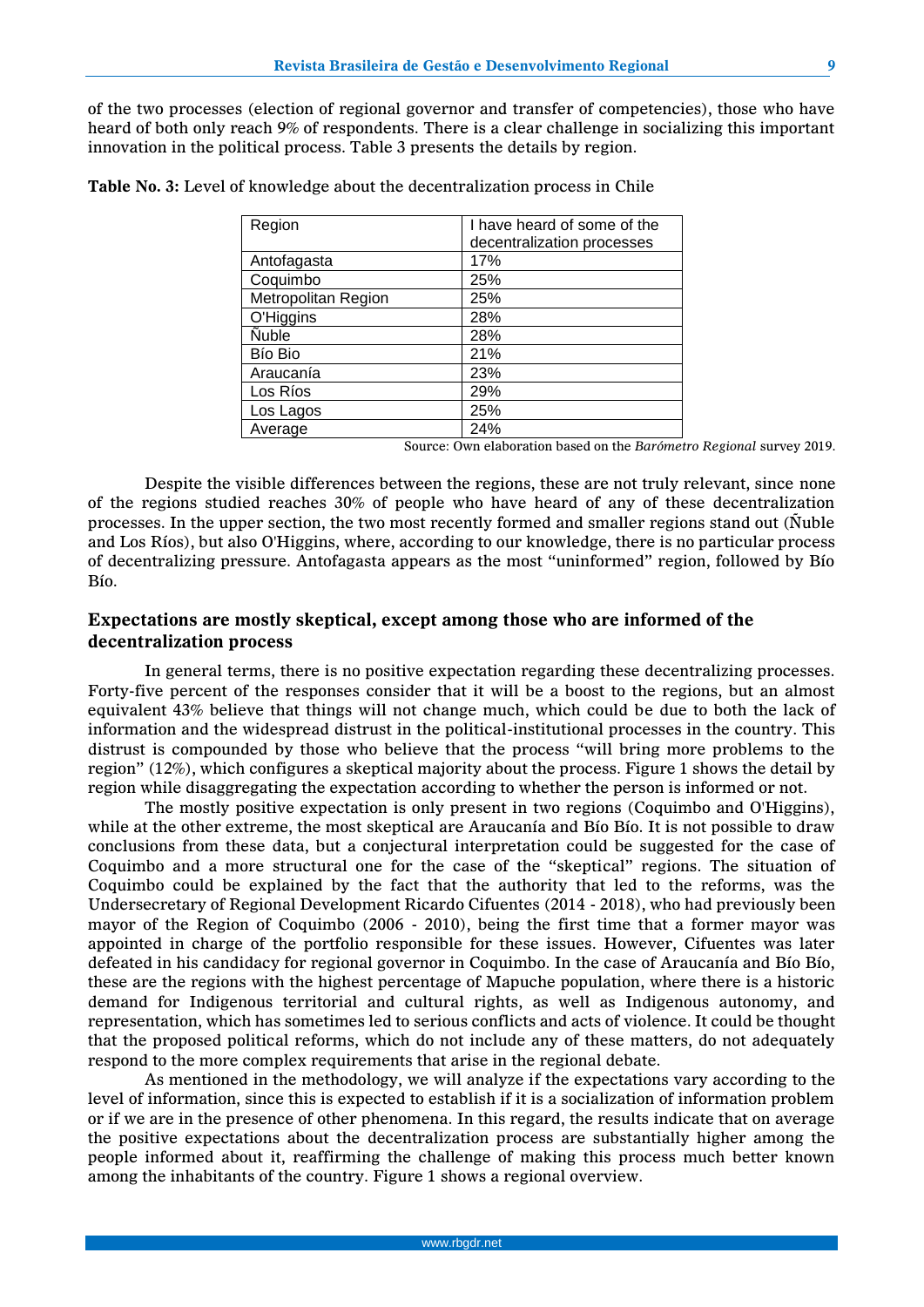of the two processes (election of regional governor and transfer of competencies), those who have heard of both only reach 9% of respondents. There is a clear challenge in socializing this important innovation in the political process. Table 3 presents the details by region.

**Table No. 3:** Level of knowledge about the decentralization process in Chile

| Region | I have heard of some of the decentralization processes |
|---|---|
| Antofagasta | 17% |
| Coquimbo | 25% |
| Metropolitan Region | 25% |
| O'Higgins | 28% |
| Ñuble | 28% |
| Bío Bio | 21% |
| Araucanía | 23% |
| Los Ríos | 29% |
| Los Lagos | 25% |
| Average | 24% |

Source: Own elaboration based on the *Barómetro Regional* survey 2019.

Despite the visible differences between the regions, these are not truly relevant, since none of the regions studied reaches 30% of people who have heard of any of these decentralization processes. In the upper section, the two most recently formed and smaller regions stand out (Ñuble and Los Ríos), but also O'Higgins, where, according to our knowledge, there is no particular process of decentralizing pressure. Antofagasta appears as the most "uninformed" region, followed by Bío Bío.

## Expectations are mostly skeptical, except among those who are informed of the decentralization process

In general terms, there is no positive expectation regarding these decentralizing processes. Forty-five percent of the responses consider that it will be a boost to the regions, but an almost equivalent 43% believe that things will not change much, which could be due to both the lack of information and the widespread distrust in the political-institutional processes in the country. This distrust is compounded by those who believe that the process "will bring more problems to the region" (12%), which configures a skeptical majority about the process. Figure 1 shows the detail by region while disaggregating the expectation according to whether the person is informed or not.

The mostly positive expectation is only present in two regions (Coquimbo and O'Higgins), while at the other extreme, the most skeptical are Araucanía and Bío Bío. It is not possible to draw conclusions from these data, but a conjectural interpretation could be suggested for the case of Coquimbo and a more structural one for the case of the "skeptical" regions. The situation of Coquimbo could be explained by the fact that the authority that led to the reforms, was the Undersecretary of Regional Development Ricardo Cifuentes (2014 - 2018), who had previously been mayor of the Region of Coquimbo (2006 - 2010), being the first time that a former mayor was appointed in charge of the portfolio responsible for these issues. However, Cifuentes was later defeated in his candidacy for regional governor in Coquimbo. In the case of Araucanía and Bío Bío, these are the regions with the highest percentage of Mapuche population, where there is a historic demand for Indigenous territorial and cultural rights, as well as Indigenous autonomy, and representation, which has sometimes led to serious conflicts and acts of violence. It could be thought that the proposed political reforms, which do not include any of these matters, do not adequately respond to the more complex requirements that arise in the regional debate.

As mentioned in the methodology, we will analyze if the expectations vary according to the level of information, since this is expected to establish if it is a socialization of information problem or if we are in the presence of other phenomena. In this regard, the results indicate that on average the positive expectations about the decentralization process are substantially higher among the people informed about it, reaffirming the challenge of making this process much better known among the inhabitants of the country. Figure 1 shows a regional overview.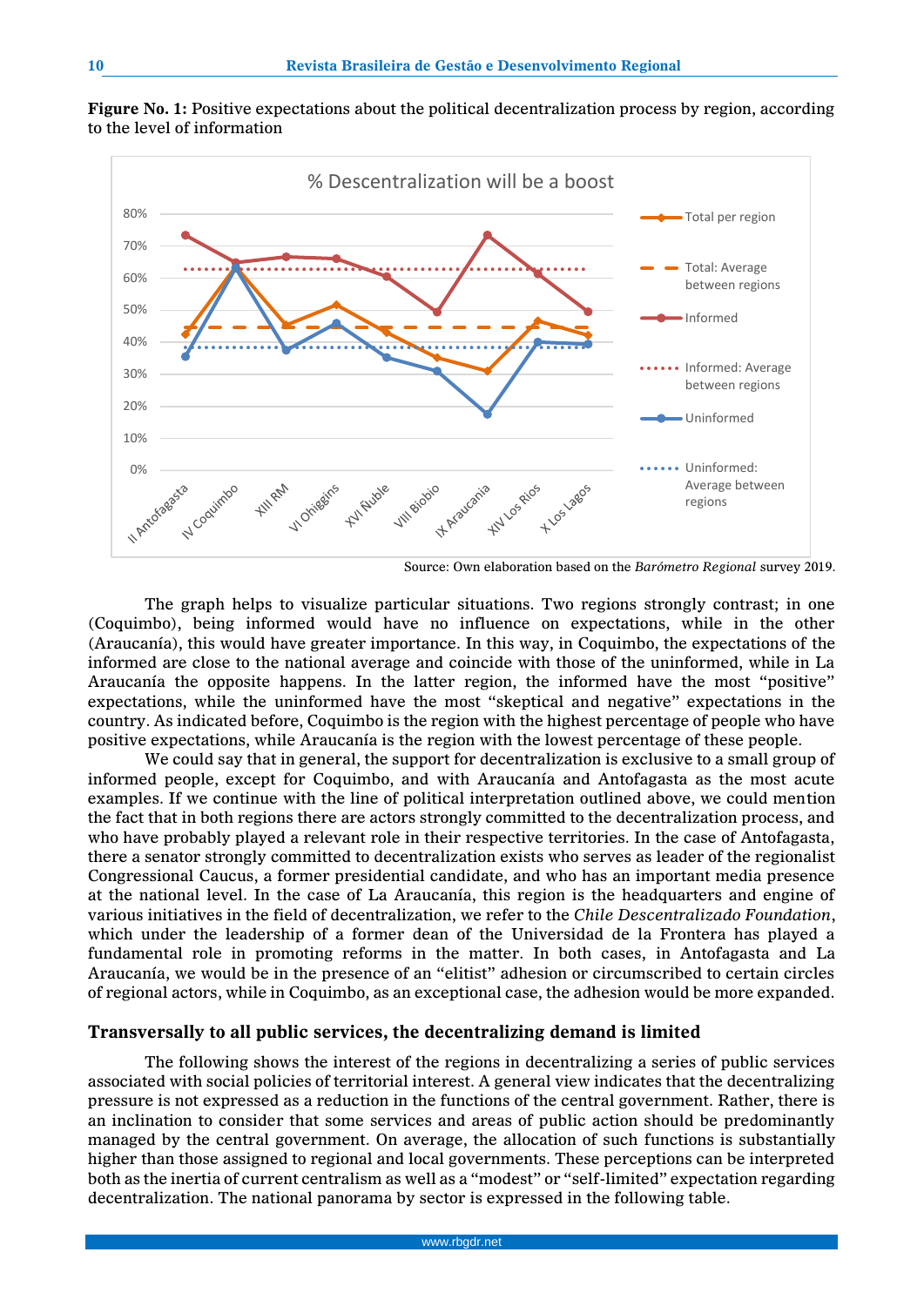**Figure No. 1:** Positive expectations about the political decentralization process by region, according to the level of information

Source: Own elaboration based on the *Barómetro Regional* survey 2019.

The graph helps to visualize particular situations. Two regions strongly contrast; in one (Coquimbo), being informed would have no influence on expectations, while in the other (Araucanía), this would have greater importance. In this way, in Coquimbo, the expectations of the informed are close to the national average and coincide with those of the uninformed, while in La Araucanía the opposite happens. In the latter region, the informed have the most "positive" expectations, while the uninformed have the most "skeptical and negative" expectations in the country. As indicated before, Coquimbo is the region with the highest percentage of people who have positive expectations, while Araucanía is the region with the lowest percentage of these people.

We could say that in general, the support for decentralization is exclusive to a small group of informed people, except for Coquimbo, and with Araucanía and Antofagasta as the most acute examples. If we continue with the line of political interpretation outlined above, we could mention the fact that in both regions there are actors strongly committed to the decentralization process, and who have probably played a relevant role in their respective territories. In the case of Antofagasta, there a senator strongly committed to decentralization exists who serves as leader of the regionalist Congressional Caucus, a former presidential candidate, and who has an important media presence at the national level. In the case of La Araucanía, this region is the headquarters and engine of various initiatives in the field of decentralization, we refer to the *Chile Descentralizado Foundation*, which under the leadership of a former dean of the Universidad de la Frontera has played a fundamental role in promoting reforms in the matter. In both cases, in Antofagasta and La Araucanía, we would be in the presence of an "elitist" adhesion or circumscribed to certain circles of regional actors, while in Coquimbo, as an exceptional case, the adhesion would be more expanded.

## Transversally to all public services, the decentralizing demand is limited

The following shows the interest of the regions in decentralizing a series of public services associated with social policies of territorial interest. A general view indicates that the decentralizing pressure is not expressed as a reduction in the functions of the central government. Rather, there is an inclination to consider that some services and areas of public action should be predominantly managed by the central government. On average, the allocation of such functions is substantially higher than those assigned to regional and local governments. These perceptions can be interpreted both as the inertia of current centralism as well as a "modest" or "self-limited" expectation regarding decentralization. The national panorama by sector is expressed in the following table.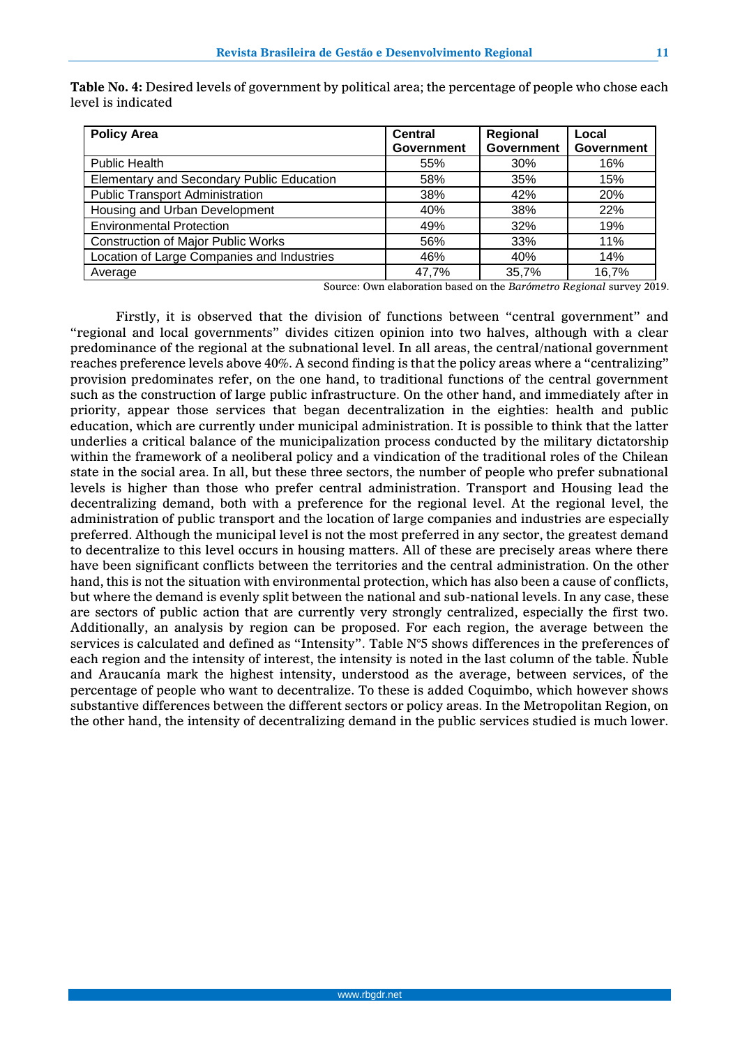**Table No. 4:** Desired levels of government by political area; the percentage of people who chose each level is indicated

| Policy Area | Central Government | Regional Government | Local Government |
|---|---|---|---|
| Public Health | 55% | 30% | 16% |
| Elementary and Secondary Public Education | 58% | 35% | 15% |
| Public Transport Administration | 38% | 42% | 20% |
| Housing and Urban Development | 40% | 38% | 22% |
| Environmental Protection | 49% | 32% | 19% |
| Construction of Major Public Works | 56% | 33% | 11% |
| Location of Large Companies and Industries | 46% | 40% | 14% |
| Average | 47,7% | 35,7% | 16,7% |

Source: Own elaboration based on the *Barómetro Regional* survey 2019.

Firstly, it is observed that the division of functions between "central government" and "regional and local governments" divides citizen opinion into two halves, although with a clear predominance of the regional at the subnational level. In all areas, the central/national government reaches preference levels above 40%. A second finding is that the policy areas where a "centralizing" provision predominates refer, on the one hand, to traditional functions of the central government such as the construction of large public infrastructure. On the other hand, and immediately after in priority, appear those services that began decentralization in the eighties: health and public education, which are currently under municipal administration. It is possible to think that the latter underlies a critical balance of the municipalization process conducted by the military dictatorship within the framework of a neoliberal policy and a vindication of the traditional roles of the Chilean state in the social area. In all, but these three sectors, the number of people who prefer subnational levels is higher than those who prefer central administration. Transport and Housing lead the decentralizing demand, both with a preference for the regional level. At the regional level, the administration of public transport and the location of large companies and industries are especially preferred. Although the municipal level is not the most preferred in any sector, the greatest demand to decentralize to this level occurs in housing matters. All of these are precisely areas where there have been significant conflicts between the territories and the central administration. On the other hand, this is not the situation with environmental protection, which has also been a cause of conflicts, but where the demand is evenly split between the national and sub-national levels. In any case, these are sectors of public action that are currently very strongly centralized, especially the first two. Additionally, an analysis by region can be proposed. For each region, the average between the services is calculated and defined as "Intensity". Table N°5 shows differences in the preferences of each region and the intensity of interest, the intensity is noted in the last column of the table. Ñuble and Araucanía mark the highest intensity, understood as the average, between services, of the percentage of people who want to decentralize. To these is added Coquimbo, which however shows substantive differences between the different sectors or policy areas. In the Metropolitan Region, on the other hand, the intensity of decentralizing demand in the public services studied is much lower.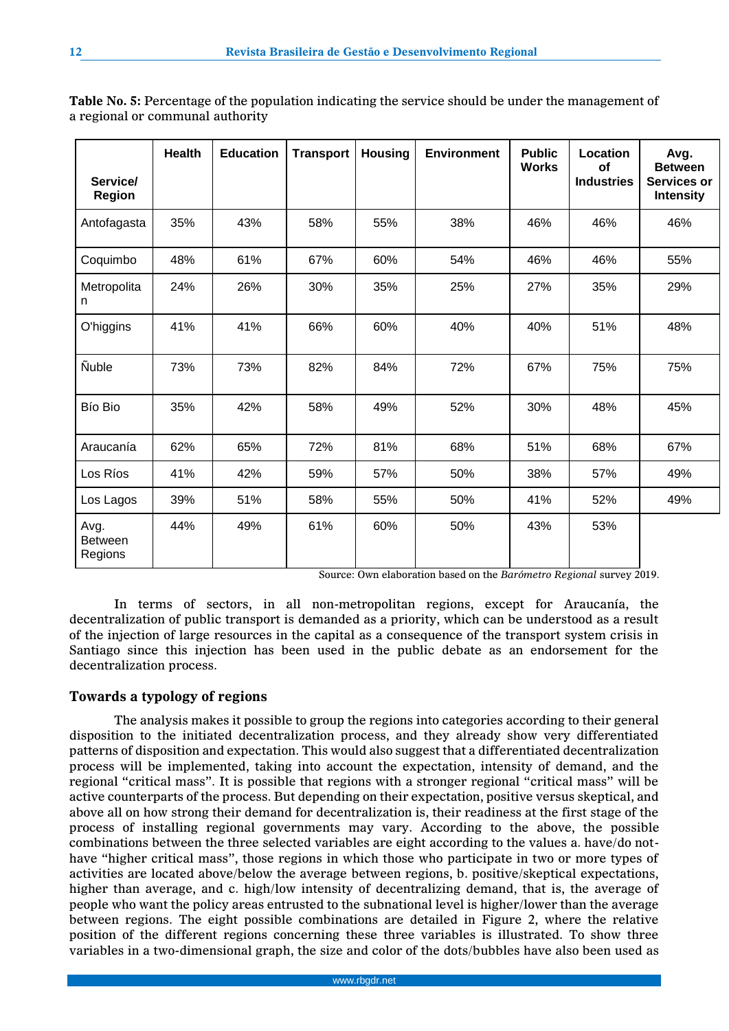**Table No. 5:** Percentage of the population indicating the service should be under the management of a regional or communal authority

| Service/ Region | Health | Education | Transport | Housing | Environment | Public Works | Location of Industries | Avg. Between Services or Intensity |
|---|---|---|---|---|---|---|---|---|
| Antofagasta | 35% | 43% | 58% | 55% | 38% | 46% | 46% | 46% |
| Coquimbo | 48% | 61% | 67% | 60% | 54% | 46% | 46% | 55% |
| Metropolitan | 24% | 26% | 30% | 35% | 25% | 27% | 35% | 29% |
| O'higgins | 41% | 41% | 66% | 60% | 40% | 40% | 51% | 48% |
| Ñuble | 73% | 73% | 82% | 84% | 72% | 67% | 75% | 75% |
| Bío Bio | 35% | 42% | 58% | 49% | 52% | 30% | 48% | 45% |
| Araucanía | 62% | 65% | 72% | 81% | 68% | 51% | 68% | 67% |
| Los Ríos | 41% | 42% | 59% | 57% | 50% | 38% | 57% | 49% |
| Los Lagos | 39% | 51% | 58% | 55% | 50% | 41% | 52% | 49% |
| Avg. Between Regions | 44% | 49% | 61% | 60% | 50% | 43% | 53% | |

Source: Own elaboration based on the *Barómetro Regional* survey 2019.

In terms of sectors, in all non-metropolitan regions, except for Araucanía, the decentralization of public transport is demanded as a priority, which can be understood as a result of the injection of large resources in the capital as a consequence of the transport system crisis in Santiago since this injection has been used in the public debate as an endorsement for the decentralization process.

## Towards a typology of regions

The analysis makes it possible to group the regions into categories according to their general disposition to the initiated decentralization process, and they already show very differentiated patterns of disposition and expectation. This would also suggest that a differentiated decentralization process will be implemented, taking into account the expectation, intensity of demand, and the regional "critical mass". It is possible that regions with a stronger regional "critical mass" will be active counterparts of the process. But depending on their expectation, positive versus skeptical, and above all on how strong their demand for decentralization is, their readiness at the first stage of the process of installing regional governments may vary. According to the above, the possible combinations between the three selected variables are eight according to the values a. have/do not-have "higher critical mass", those regions in which those who participate in two or more types of activities are located above/below the average between regions, b. positive/skeptical expectations, higher than average, and c. high/low intensity of decentralizing demand, that is, the average of people who want the policy areas entrusted to the subnational level is higher/lower than the average between regions. The eight possible combinations are detailed in Figure 2, where the relative position of the different regions concerning these three variables is illustrated. To show three variables in a two-dimensional graph, the size and color of the dots/bubbles have also been used as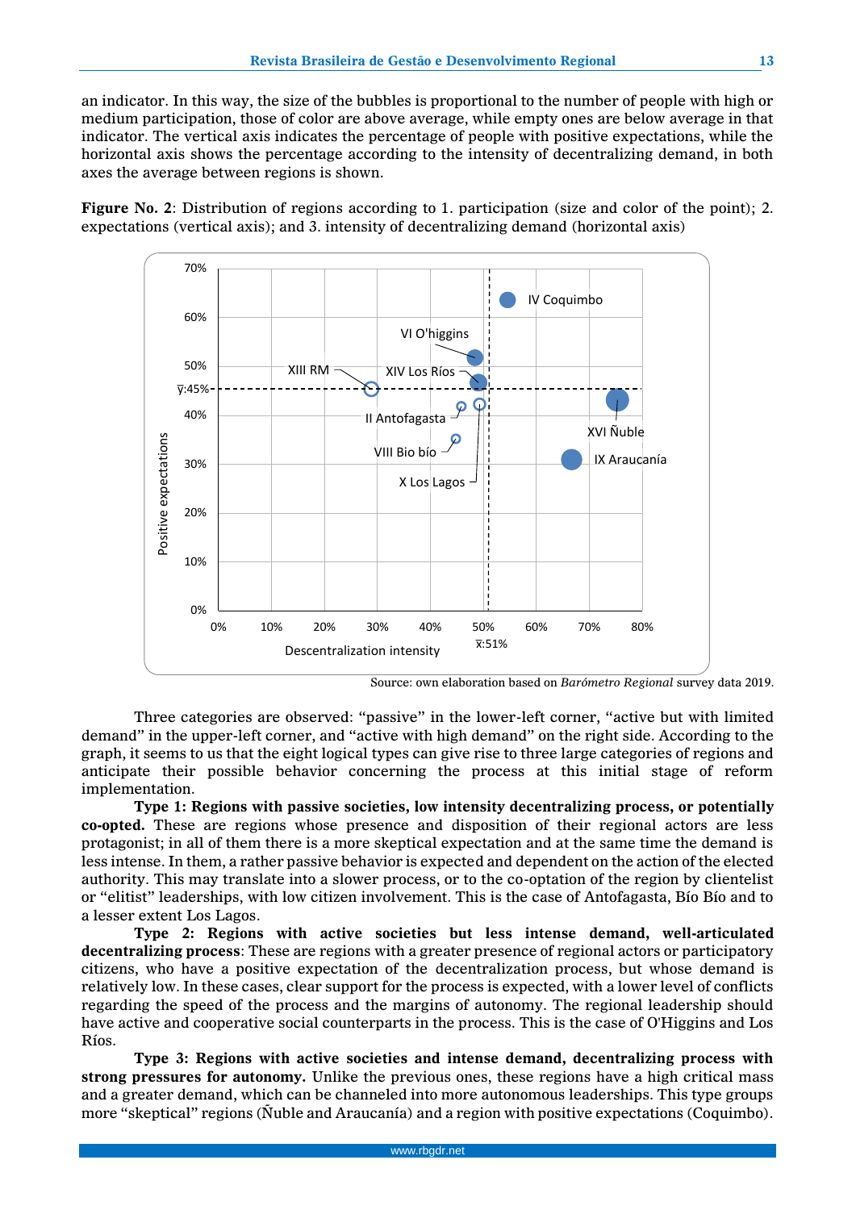an indicator. In this way, the size of the bubbles is proportional to the number of people with high or medium participation, those of color are above average, while empty ones are below average in that indicator. The vertical axis indicates the percentage of people with positive expectations, while the horizontal axis shows the percentage according to the intensity of decentralizing demand, in both axes the average between regions is shown.

**Figure No. 2**: Distribution of regions according to 1. participation (size and color of the point); 2. expectations (vertical axis); and 3. intensity of decentralizing demand (horizontal axis)

Source: own elaboration based on *Barómetro Regional* survey data 2019.

Three categories are observed: “passive” in the lower-left corner, “active but with limited demand” in the upper-left corner, and “active with high demand” on the right side. According to the graph, it seems to us that the eight logical types can give rise to three large categories of regions and anticipate their possible behavior concerning the process at this initial stage of reform implementation.

**Type 1: Regions with passive societies, low intensity decentralizing process, or potentially co-opted.** These are regions whose presence and disposition of their regional actors are less protagonist; in all of them there is a more skeptical expectation and at the same time the demand is less intense. In them, a rather passive behavior is expected and dependent on the action of the elected authority. This may translate into a slower process, or to the co-optation of the region by clientelist or “elitist” leaderships, with low citizen involvement. This is the case of Antofagasta, Bío Bío and to a lesser extent Los Lagos.

**Type 2: Regions with active societies but less intense demand, well-articulated decentralizing process**: These are regions with a greater presence of regional actors or participatory citizens, who have a positive expectation of the decentralization process, but whose demand is relatively low. In these cases, clear support for the process is expected, with a lower level of conflicts regarding the speed of the process and the margins of autonomy. The regional leadership should have active and cooperative social counterparts in the process. This is the case of O'Higgins and Los Ríos.

**Type 3: Regions with active societies and intense demand, decentralizing process with strong pressures for autonomy.** Unlike the previous ones, these regions have a high critical mass and a greater demand, which can be channeled into more autonomous leaderships. This type groups more “skeptical” regions (Ñuble and Araucanía) and a region with positive expectations (Coquimbo).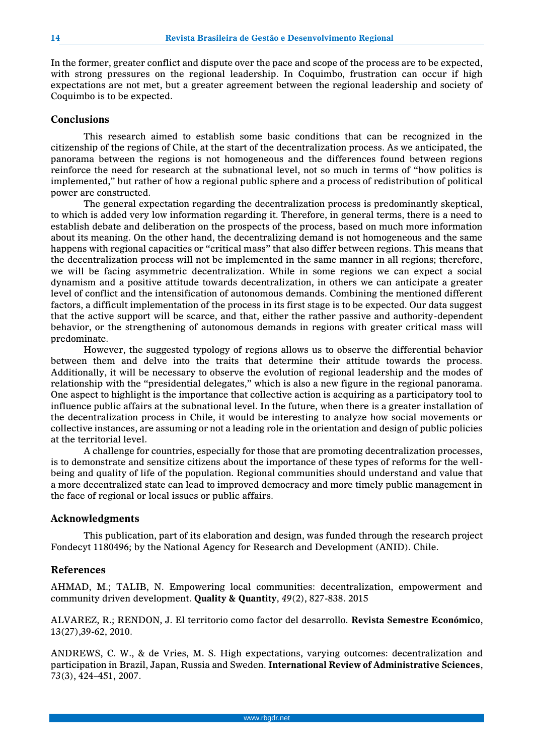In the former, greater conflict and dispute over the pace and scope of the process are to be expected, with strong pressures on the regional leadership. In Coquimbo, frustration can occur if high expectations are not met, but a greater agreement between the regional leadership and society of Coquimbo is to be expected.

## Conclusions

This research aimed to establish some basic conditions that can be recognized in the citizenship of the regions of Chile, at the start of the decentralization process. As we anticipated, the panorama between the regions is not homogeneous and the differences found between regions reinforce the need for research at the subnational level, not so much in terms of "how politics is implemented," but rather of how a regional public sphere and a process of redistribution of political power are constructed.

The general expectation regarding the decentralization process is predominantly skeptical, to which is added very low information regarding it. Therefore, in general terms, there is a need to establish debate and deliberation on the prospects of the process, based on much more information about its meaning. On the other hand, the decentralizing demand is not homogeneous and the same happens with regional capacities or "critical mass" that also differ between regions. This means that the decentralization process will not be implemented in the same manner in all regions; therefore, we will be facing asymmetric decentralization. While in some regions we can expect a social dynamism and a positive attitude towards decentralization, in others we can anticipate a greater level of conflict and the intensification of autonomous demands. Combining the mentioned different factors, a difficult implementation of the process in its first stage is to be expected. Our data suggest that the active support will be scarce, and that, either the rather passive and authority-dependent behavior, or the strengthening of autonomous demands in regions with greater critical mass will predominate.

However, the suggested typology of regions allows us to observe the differential behavior between them and delve into the traits that determine their attitude towards the process. Additionally, it will be necessary to observe the evolution of regional leadership and the modes of relationship with the "presidential delegates," which is also a new figure in the regional panorama. One aspect to highlight is the importance that collective action is acquiring as a participatory tool to influence public affairs at the subnational level. In the future, when there is a greater installation of the decentralization process in Chile, it would be interesting to analyze how social movements or collective instances, are assuming or not a leading role in the orientation and design of public policies at the territorial level.

A challenge for countries, especially for those that are promoting decentralization processes, is to demonstrate and sensitize citizens about the importance of these types of reforms for the well-being and quality of life of the population. Regional communities should understand and value that a more decentralized state can lead to improved democracy and more timely public management in the face of regional or local issues or public affairs.

## Acknowledgments

This publication, part of its elaboration and design, was funded through the research project Fondecyt 1180496; by the National Agency for Research and Development (ANID). Chile.

## References

AHMAD, M.; TALIB, N. Empowering local communities: decentralization, empowerment and community driven development. **Quality & Quantity**, *49*(2), 827-838. 2015

ALVAREZ, R.; RENDON, J. El territorio como factor del desarrollo. **Revista Semestre Económico**, 13(27),39-62, 2010.

ANDREWS, C. W., & de Vries, M. S. High expectations, varying outcomes: decentralization and participation in Brazil, Japan, Russia and Sweden. **International Review of Administrative Sciences**, *73*(3), 424–451, 2007.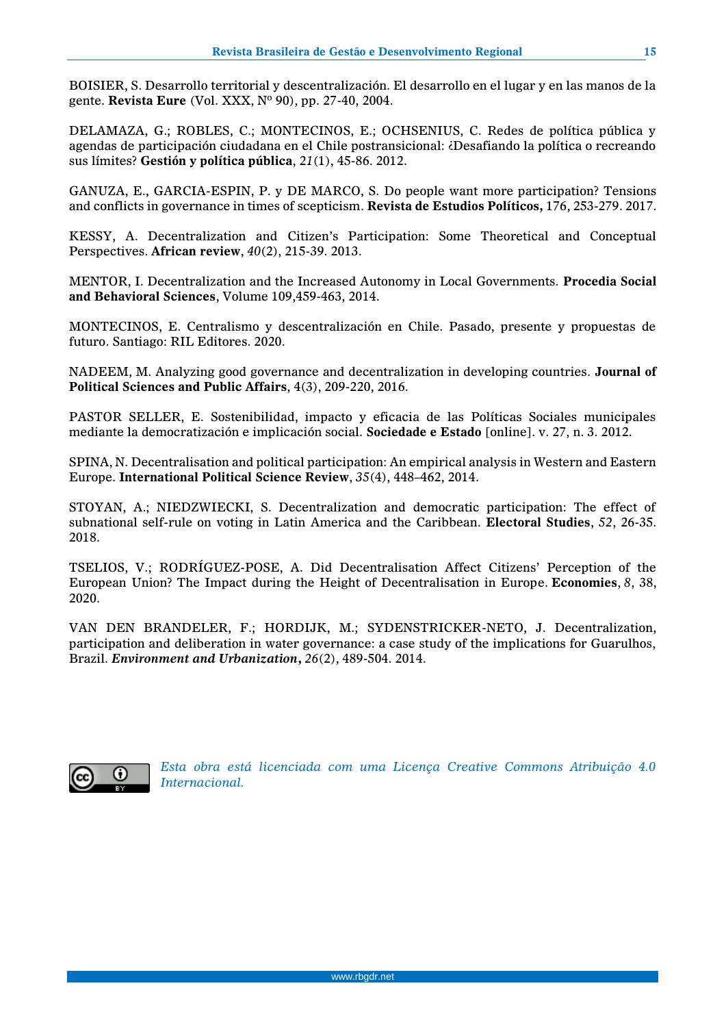BOISIER, S. Desarrollo territorial y descentralización. El desarrollo en el lugar y en las manos de la gente. **Revista Eure** (Vol. XXX, Nº 90), pp. 27-40, 2004.

DELAMAZA, G.; ROBLES, C.; MONTECINOS, E.; OCHSENIUS, C. Redes de política pública y agendas de participación ciudadana en el Chile postransicional: ¿Desafiando la política o recreando sus límites? **Gestión y política pública**, *21*(1), 45-86. 2012.

GANUZA, E., GARCIA-ESPIN, P. y DE MARCO, S. Do people want more participation? Tensions and conflicts in governance in times of scepticism. **Revista de Estudios Políticos,** 176, 253-279. 2017.

KESSY, A. Decentralization and Citizen's Participation: Some Theoretical and Conceptual Perspectives. **African review**, *40*(2), 215-39. 2013.

MENTOR, I. Decentralization and the Increased Autonomy in Local Governments. **Procedia Social and Behavioral Sciences**, Volume 109,459-463, 2014.

MONTECINOS, E. Centralismo y descentralización en Chile. Pasado, presente y propuestas de futuro. Santiago: RIL Editores. 2020.

NADEEM, M. Analyzing good governance and decentralization in developing countries. **Journal of Political Sciences and Public Affairs**, 4(3), 209-220, 2016.

PASTOR SELLER, E. Sostenibilidad, impacto y eficacia de las Políticas Sociales municipales mediante la democratización e implicación social. **Sociedade e Estado** [online]. v. 27, n. 3. 2012.

SPINA, N. Decentralisation and political participation: An empirical analysis in Western and Eastern Europe. **International Political Science Review**, *35*(4), 448–462, 2014.

STOYAN, A.; NIEDZWIECKI, S. Decentralization and democratic participation: The effect of subnational self-rule on voting in Latin America and the Caribbean. **Electoral Studies**, *52*, 26-35. 2018.

TSELIOS, V.; RODRÍGUEZ-POSE, A. Did Decentralisation Affect Citizens' Perception of the European Union? The Impact during the Height of Decentralisation in Europe. **Economies**, *8*, 38, 2020.

VAN DEN BRANDELER, F.; HORDIJK, M.; SYDENSTRICKER-NETO, J. Decentralization, participation and deliberation in water governance: a case study of the implications for Guarulhos, Brazil. ***Environment and Urbanization*****,** *26*(2), 489-504. 2014.

*Esta obra está licenciada com uma Licença Creative Commons Atribuição 4.0 Internacional.*